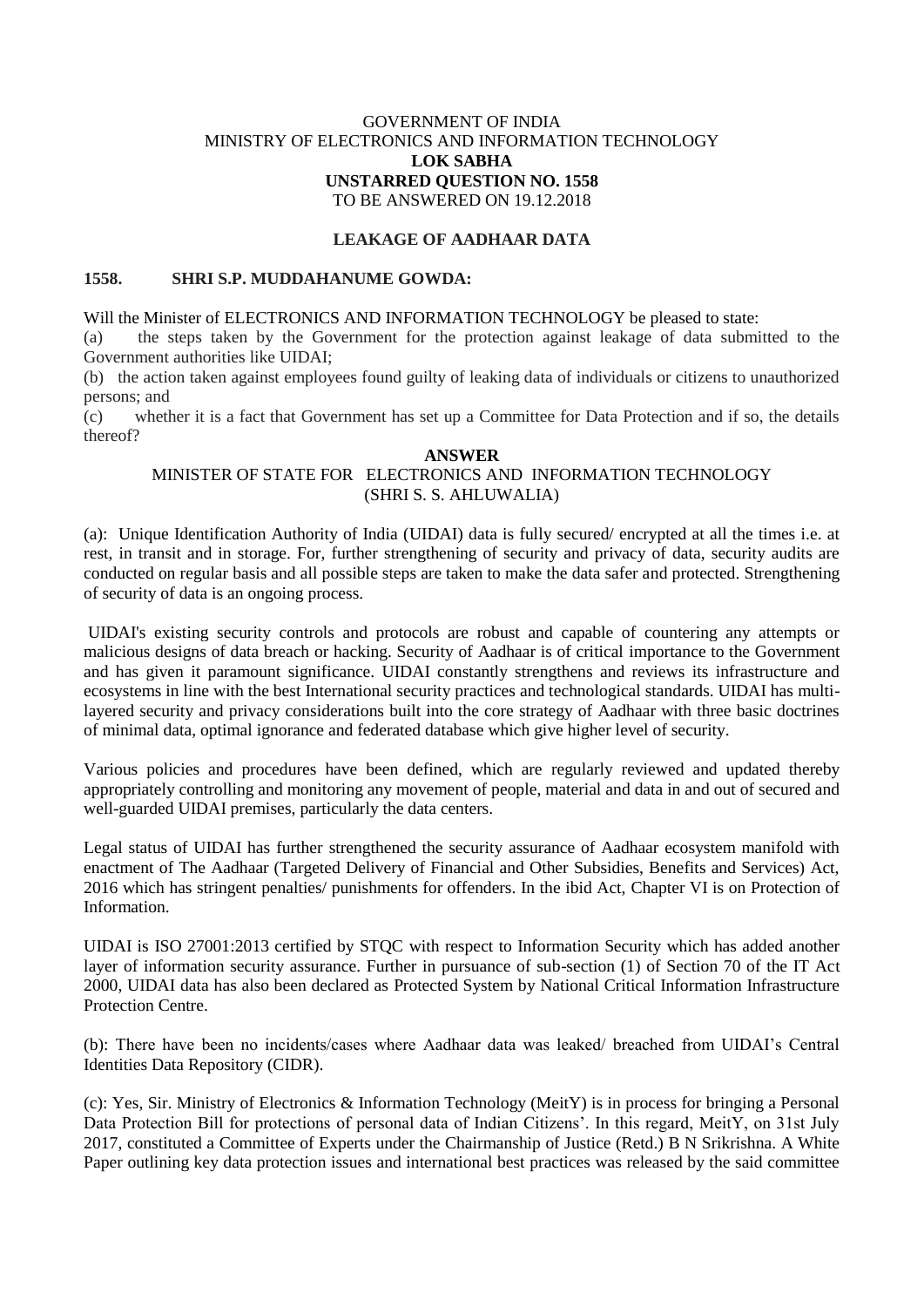GOVERNMENT OF INDIA
MINISTRY OF ELECTRONICS AND INFORMATION TECHNOLOGY
**LOK SABHA**
**UNSTARRED QUESTION NO. 1558**
TO BE ANSWERED ON 19.12.2018

**LEAKAGE OF AADHAAR DATA**

**1558. SHRI S.P. MUDDAHANUME GOWDA:**

Will the Minister of ELECTRONICS AND INFORMATION TECHNOLOGY be pleased to state:

(a) the steps taken by the Government for the protection against leakage of data submitted to the Government authorities like UIDAI;

(b) the action taken against employees found guilty of leaking data of individuals or citizens to unauthorized persons; and

(c) whether it is a fact that Government has set up a Committee for Data Protection and if so, the details thereof?

**ANSWER**

MINISTER OF STATE FOR ELECTRONICS AND INFORMATION TECHNOLOGY
(SHRI S. S. AHLUWALIA)

(a): Unique Identification Authority of India (UIDAI) data is fully secured/ encrypted at all the times i.e. at rest, in transit and in storage. For, further strengthening of security and privacy of data, security audits are conducted on regular basis and all possible steps are taken to make the data safer and protected. Strengthening of security of data is an ongoing process.

UIDAI's existing security controls and protocols are robust and capable of countering any attempts or malicious designs of data breach or hacking. Security of Aadhaar is of critical importance to the Government and has given it paramount significance. UIDAI constantly strengthens and reviews its infrastructure and ecosystems in line with the best International security practices and technological standards. UIDAI has multi-layered security and privacy considerations built into the core strategy of Aadhaar with three basic doctrines of minimal data, optimal ignorance and federated database which give higher level of security.

Various policies and procedures have been defined, which are regularly reviewed and updated thereby appropriately controlling and monitoring any movement of people, material and data in and out of secured and well-guarded UIDAI premises, particularly the data centers.

Legal status of UIDAI has further strengthened the security assurance of Aadhaar ecosystem manifold with enactment of The Aadhaar (Targeted Delivery of Financial and Other Subsidies, Benefits and Services) Act, 2016 which has stringent penalties/ punishments for offenders. In the ibid Act, Chapter VI is on Protection of Information.

UIDAI is ISO 27001:2013 certified by STQC with respect to Information Security which has added another layer of information security assurance. Further in pursuance of sub-section (1) of Section 70 of the IT Act 2000, UIDAI data has also been declared as Protected System by National Critical Information Infrastructure Protection Centre.

(b): There have been no incidents/cases where Aadhaar data was leaked/ breached from UIDAI's Central Identities Data Repository (CIDR).

(c): Yes, Sir. Ministry of Electronics & Information Technology (MeitY) is in process for bringing a Personal Data Protection Bill for protections of personal data of Indian Citizens'. In this regard, MeitY, on 31st July 2017, constituted a Committee of Experts under the Chairmanship of Justice (Retd.) B N Srikrishna. A White Paper outlining key data protection issues and international best practices was released by the said committee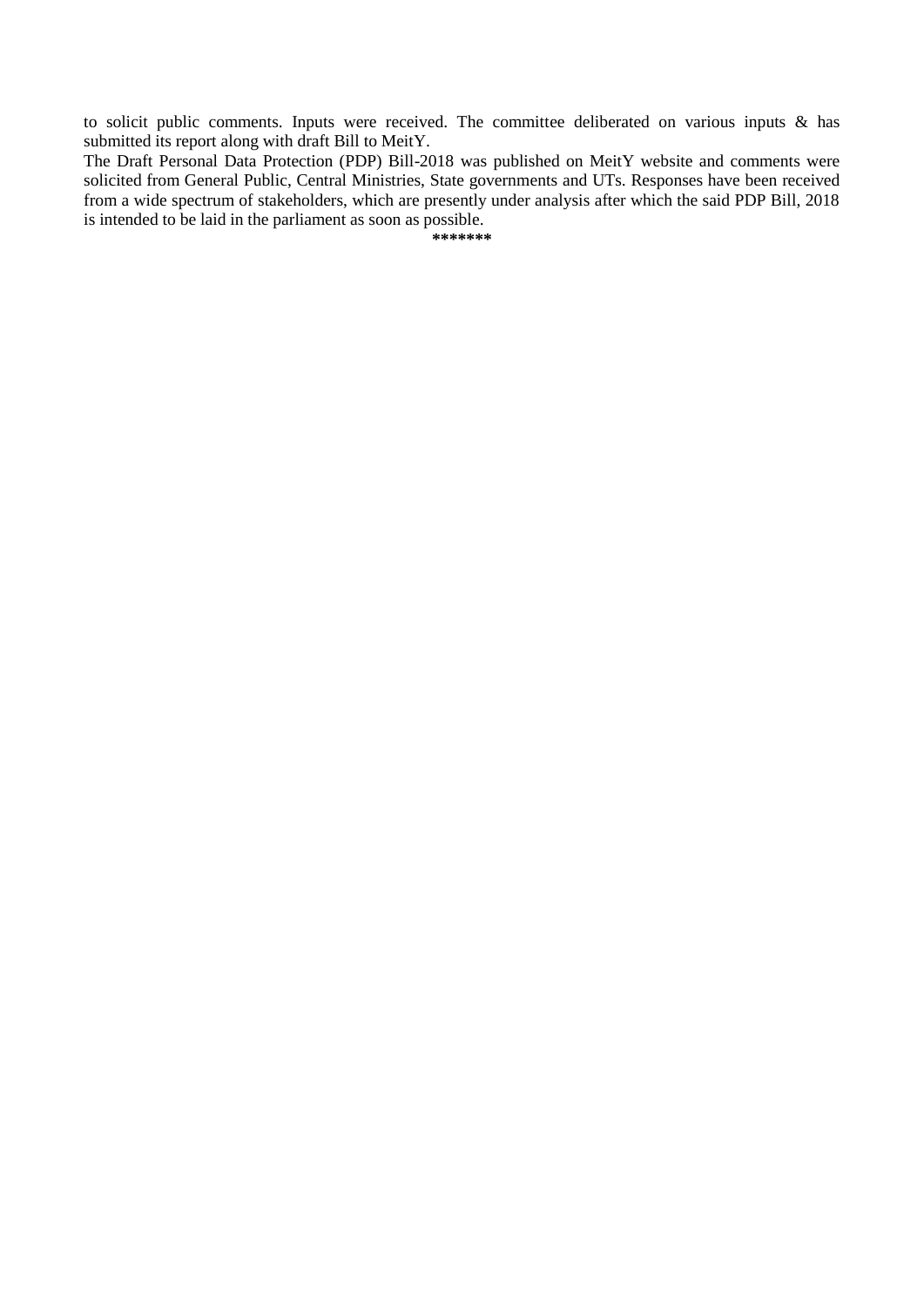to solicit public comments. Inputs were received. The committee deliberated on various inputs & has submitted its report along with draft Bill to MeitY.

The Draft Personal Data Protection (PDP) Bill-2018 was published on MeitY website and comments were solicited from General Public, Central Ministries, State governments and UTs. Responses have been received from a wide spectrum of stakeholders, which are presently under analysis after which the said PDP Bill, 2018 is intended to be laid in the parliament as soon as possible.

**\*\*\*\*\*\*\***